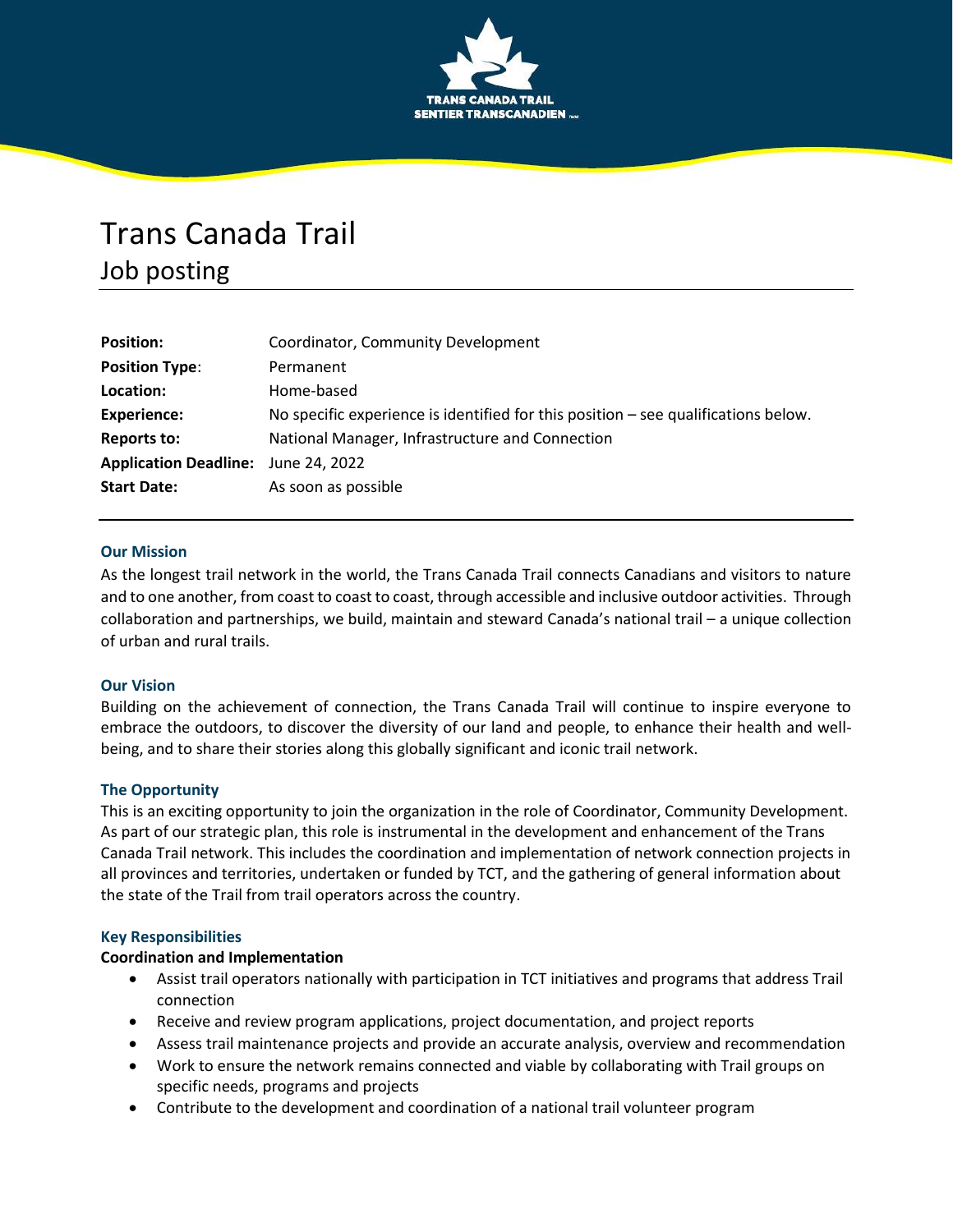# Trans Canada Trail

## Job posting

| | |
|---|---|
| **Position:** | Coordinator, Community Development |
| **Position Type**: | Permanent |
| **Location:** | Home-based |
| **Experience:** | No specific experience is identified for this position – see qualifications below. |
| **Reports to:** | National Manager, Infrastructure and Connection |
| **Application Deadline:** | June 24, 2022 |
| **Start Date:** | As soon as possible |

### Our Mission

As the longest trail network in the world, the Trans Canada Trail connects Canadians and visitors to nature and to one another, from coast to coast to coast, through accessible and inclusive outdoor activities. Through collaboration and partnerships, we build, maintain and steward Canada's national trail – a unique collection of urban and rural trails.

### Our Vision

Building on the achievement of connection, the Trans Canada Trail will continue to inspire everyone to embrace the outdoors, to discover the diversity of our land and people, to enhance their health and well-being, and to share their stories along this globally significant and iconic trail network.

### The Opportunity

This is an exciting opportunity to join the organization in the role of Coordinator, Community Development. As part of our strategic plan, this role is instrumental in the development and enhancement of the Trans Canada Trail network. This includes the coordination and implementation of network connection projects in all provinces and territories, undertaken or funded by TCT, and the gathering of general information about the state of the Trail from trail operators across the country.

### Key Responsibilities

**Coordination and Implementation**

- Assist trail operators nationally with participation in TCT initiatives and programs that address Trail connection
- Receive and review program applications, project documentation, and project reports
- Assess trail maintenance projects and provide an accurate analysis, overview and recommendation
- Work to ensure the network remains connected and viable by collaborating with Trail groups on specific needs, programs and projects
- Contribute to the development and coordination of a national trail volunteer program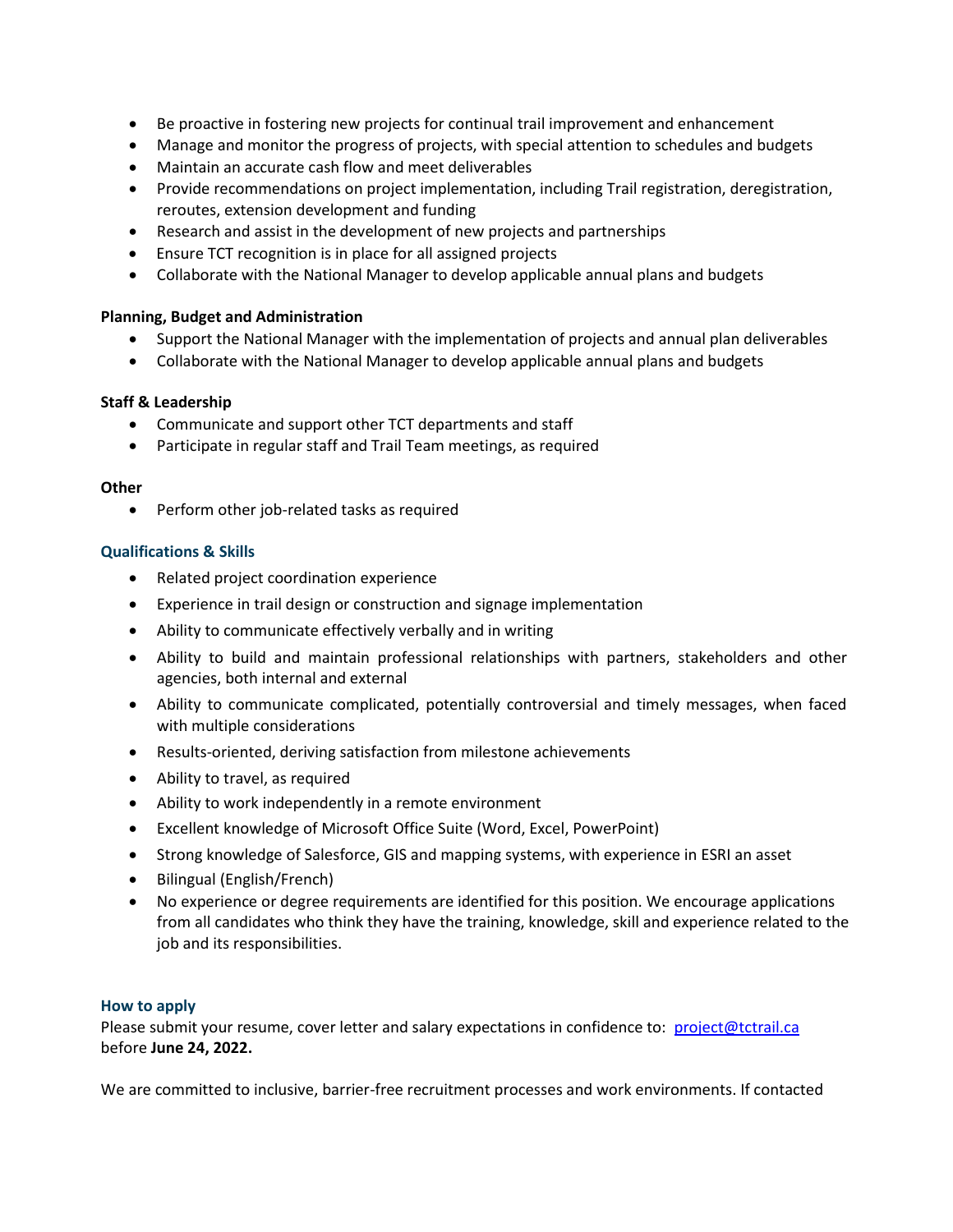- Be proactive in fostering new projects for continual trail improvement and enhancement
- Manage and monitor the progress of projects, with special attention to schedules and budgets
- Maintain an accurate cash flow and meet deliverables
- Provide recommendations on project implementation, including Trail registration, deregistration, reroutes, extension development and funding
- Research and assist in the development of new projects and partnerships
- Ensure TCT recognition is in place for all assigned projects
- Collaborate with the National Manager to develop applicable annual plans and budgets

**Planning, Budget and Administration**

- Support the National Manager with the implementation of projects and annual plan deliverables
- Collaborate with the National Manager to develop applicable annual plans and budgets

**Staff & Leadership**

- Communicate and support other TCT departments and staff
- Participate in regular staff and Trail Team meetings, as required

**Other**

- Perform other job-related tasks as required

### Qualifications & Skills

- Related project coordination experience
- Experience in trail design or construction and signage implementation
- Ability to communicate effectively verbally and in writing
- Ability to build and maintain professional relationships with partners, stakeholders and other agencies, both internal and external
- Ability to communicate complicated, potentially controversial and timely messages, when faced with multiple considerations
- Results-oriented, deriving satisfaction from milestone achievements
- Ability to travel, as required
- Ability to work independently in a remote environment
- Excellent knowledge of Microsoft Office Suite (Word, Excel, PowerPoint)
- Strong knowledge of Salesforce, GIS and mapping systems, with experience in ESRI an asset
- Bilingual (English/French)
- No experience or degree requirements are identified for this position. We encourage applications from all candidates who think they have the training, knowledge, skill and experience related to the job and its responsibilities.

### How to apply

Please submit your resume, cover letter and salary expectations in confidence to: [project@tctrail.ca](mailto:project@tctrail.ca) before **June 24, 2022.**

We are committed to inclusive, barrier-free recruitment processes and work environments. If contacted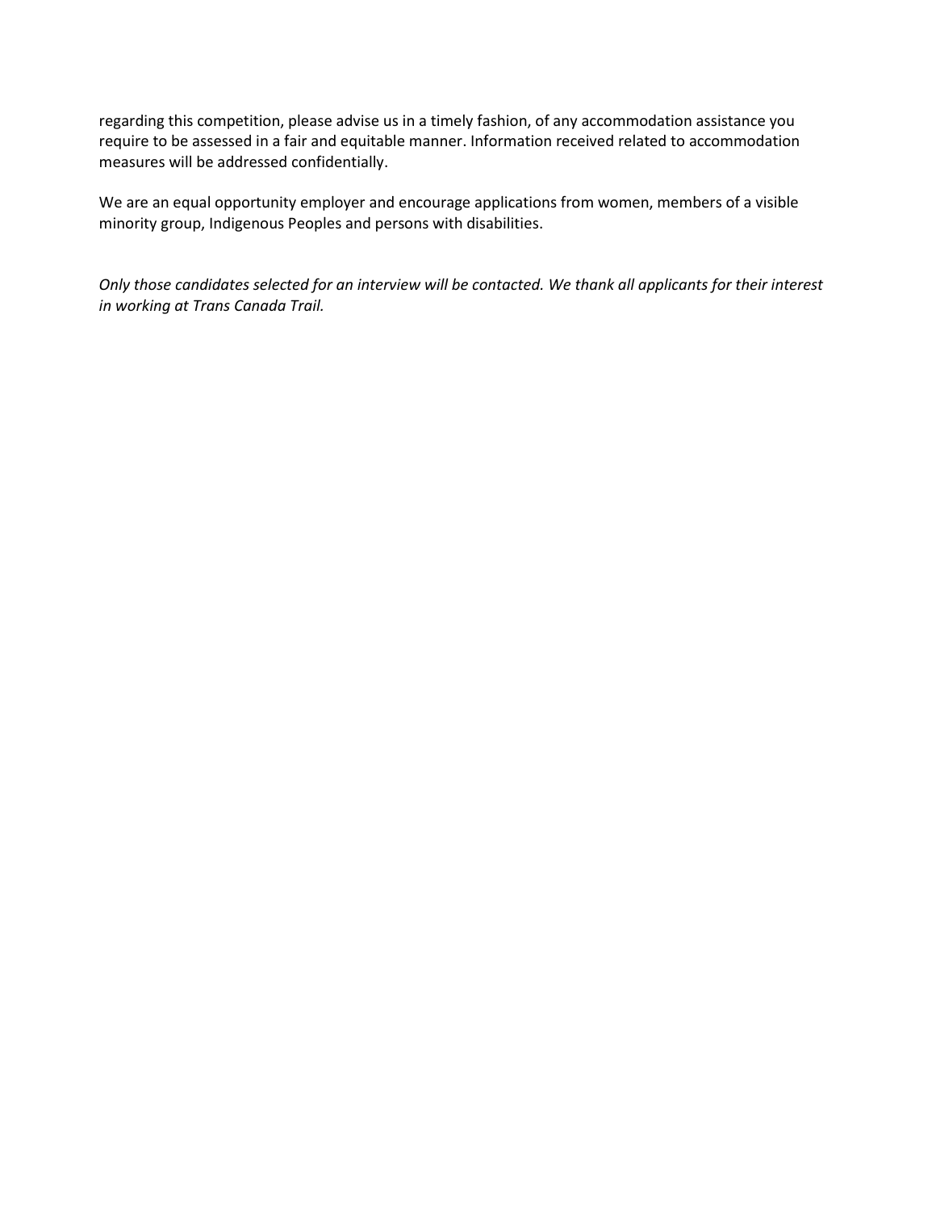regarding this competition, please advise us in a timely fashion, of any accommodation assistance you require to be assessed in a fair and equitable manner. Information received related to accommodation measures will be addressed confidentially.

We are an equal opportunity employer and encourage applications from women, members of a visible minority group, Indigenous Peoples and persons with disabilities.

*Only those candidates selected for an interview will be contacted. We thank all applicants for their interest in working at Trans Canada Trail.*